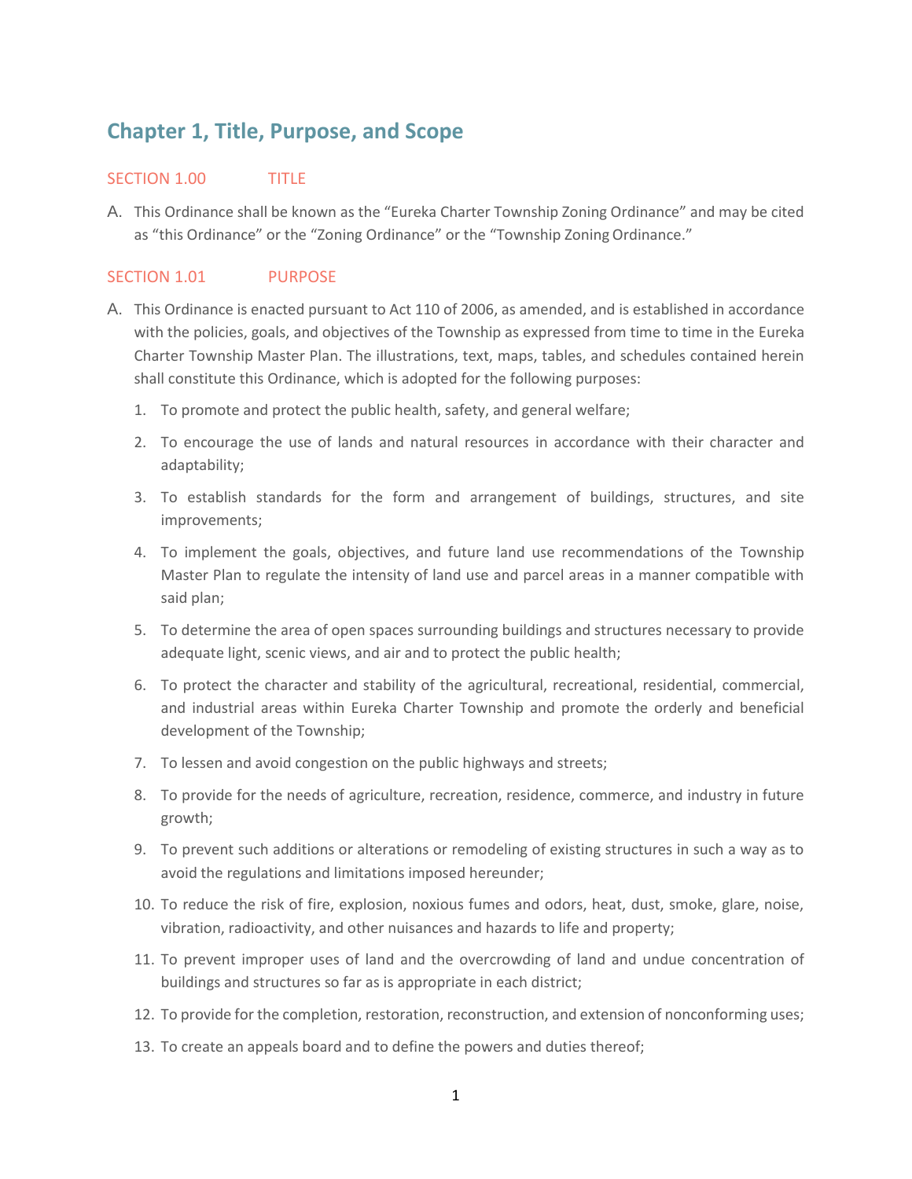# Chapter 1, Title, Purpose, and Scope

## SECTION 1.00 TITLE

A. This Ordinance shall be known as the "Eureka Charter Township Zoning Ordinance" and may be cited as "this Ordinance" or the "Zoning Ordinance" or the "Township Zoning Ordinance."

## SECTION 1.01 PURPOSE

A. This Ordinance is enacted pursuant to Act 110 of 2006, as amended, and is established in accordance with the policies, goals, and objectives of the Township as expressed from time to time in the Eureka Charter Township Master Plan. The illustrations, text, maps, tables, and schedules contained herein shall constitute this Ordinance, which is adopted for the following purposes:

1. To promote and protect the public health, safety, and general welfare;
2. To encourage the use of lands and natural resources in accordance with their character and adaptability;
3. To establish standards for the form and arrangement of buildings, structures, and site improvements;
4. To implement the goals, objectives, and future land use recommendations of the Township Master Plan to regulate the intensity of land use and parcel areas in a manner compatible with said plan;
5. To determine the area of open spaces surrounding buildings and structures necessary to provide adequate light, scenic views, and air and to protect the public health;
6. To protect the character and stability of the agricultural, recreational, residential, commercial, and industrial areas within Eureka Charter Township and promote the orderly and beneficial development of the Township;
7. To lessen and avoid congestion on the public highways and streets;
8. To provide for the needs of agriculture, recreation, residence, commerce, and industry in future growth;
9. To prevent such additions or alterations or remodeling of existing structures in such a way as to avoid the regulations and limitations imposed hereunder;
10. To reduce the risk of fire, explosion, noxious fumes and odors, heat, dust, smoke, glare, noise, vibration, radioactivity, and other nuisances and hazards to life and property;
11. To prevent improper uses of land and the overcrowding of land and undue concentration of buildings and structures so far as is appropriate in each district;
12. To provide for the completion, restoration, reconstruction, and extension of nonconforming uses;
13. To create an appeals board and to define the powers and duties thereof;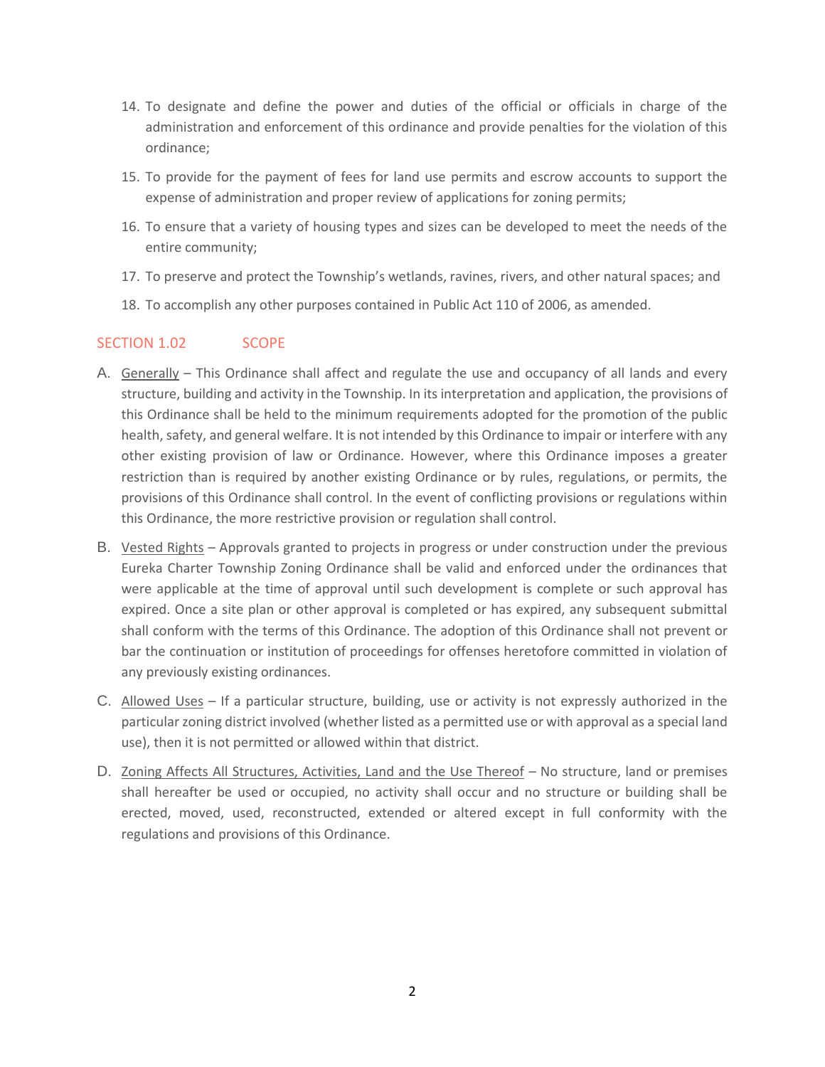14. To designate and define the power and duties of the official or officials in charge of the administration and enforcement of this ordinance and provide penalties for the violation of this ordinance;

15. To provide for the payment of fees for land use permits and escrow accounts to support the expense of administration and proper review of applications for zoning permits;

16. To ensure that a variety of housing types and sizes can be developed to meet the needs of the entire community;

17. To preserve and protect the Township's wetlands, ravines, rivers, and other natural spaces; and

18. To accomplish any other purposes contained in Public Act 110 of 2006, as amended.

## SECTION 1.02 SCOPE

A. Generally – This Ordinance shall affect and regulate the use and occupancy of all lands and every structure, building and activity in the Township. In its interpretation and application, the provisions of this Ordinance shall be held to the minimum requirements adopted for the promotion of the public health, safety, and general welfare. It is not intended by this Ordinance to impair or interfere with any other existing provision of law or Ordinance. However, where this Ordinance imposes a greater restriction than is required by another existing Ordinance or by rules, regulations, or permits, the provisions of this Ordinance shall control. In the event of conflicting provisions or regulations within this Ordinance, the more restrictive provision or regulation shall control.

B. Vested Rights – Approvals granted to projects in progress or under construction under the previous Eureka Charter Township Zoning Ordinance shall be valid and enforced under the ordinances that were applicable at the time of approval until such development is complete or such approval has expired. Once a site plan or other approval is completed or has expired, any subsequent submittal shall conform with the terms of this Ordinance. The adoption of this Ordinance shall not prevent or bar the continuation or institution of proceedings for offenses heretofore committed in violation of any previously existing ordinances.

C. Allowed Uses – If a particular structure, building, use or activity is not expressly authorized in the particular zoning district involved (whether listed as a permitted use or with approval as a special land use), then it is not permitted or allowed within that district.

D. Zoning Affects All Structures, Activities, Land and the Use Thereof – No structure, land or premises shall hereafter be used or occupied, no activity shall occur and no structure or building shall be erected, moved, used, reconstructed, extended or altered except in full conformity with the regulations and provisions of this Ordinance.